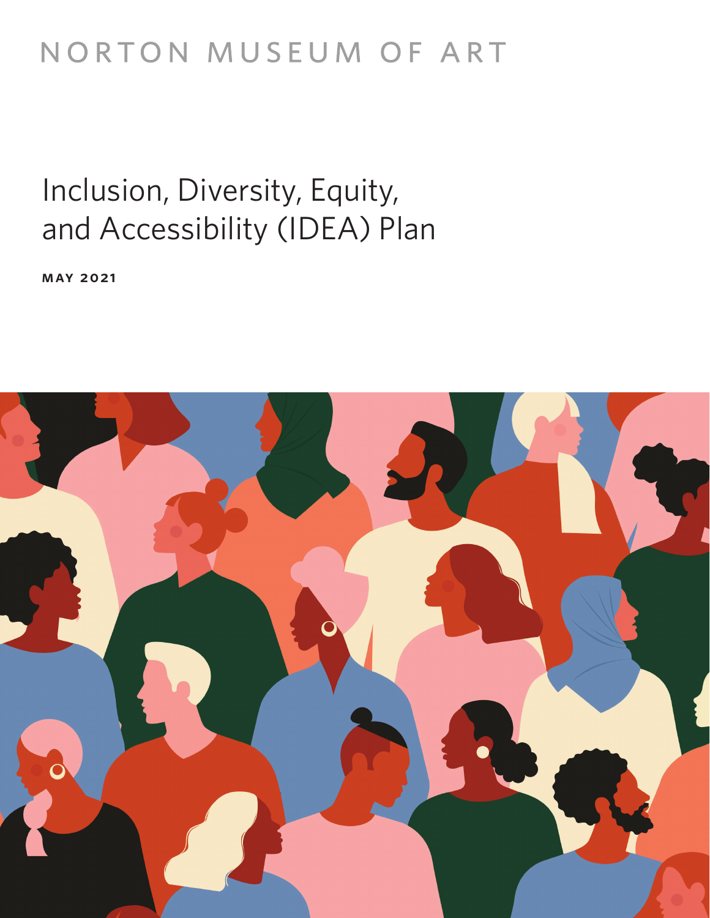NORTON MUSEUM OF ART

# Inclusion, Diversity, Equity, and Accessibility (IDEA) Plan

**MAY 2021**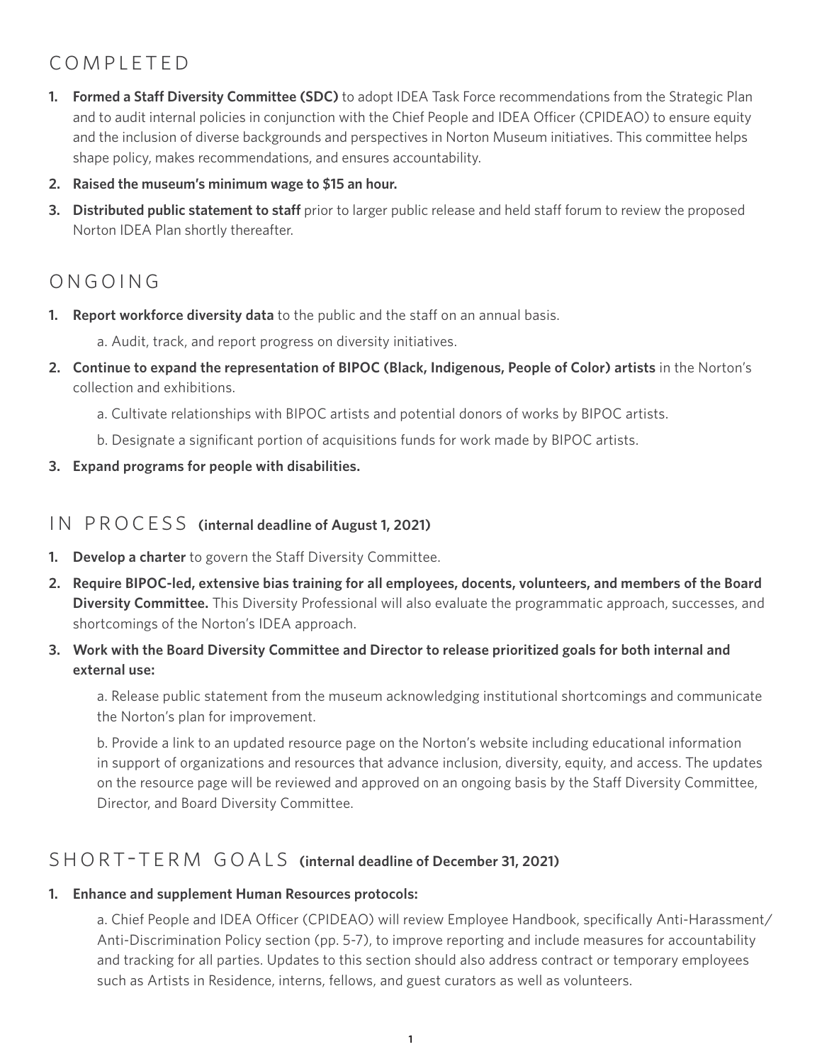## COMPLETED

1. **Formed a Staff Diversity Committee (SDC)** to adopt IDEA Task Force recommendations from the Strategic Plan and to audit internal policies in conjunction with the Chief People and IDEA Officer (CPIDEAO) to ensure equity and the inclusion of diverse backgrounds and perspectives in Norton Museum initiatives. This committee helps shape policy, makes recommendations, and ensures accountability.
2. **Raised the museum's minimum wage to $15 an hour.**
3. **Distributed public statement to staff** prior to larger public release and held staff forum to review the proposed Norton IDEA Plan shortly thereafter.

## ONGOING

1. **Report workforce diversity data** to the public and the staff on an annual basis.
   a. Audit, track, and report progress on diversity initiatives.
2. **Continue to expand the representation of BIPOC (Black, Indigenous, People of Color) artists** in the Norton's collection and exhibitions.
   a. Cultivate relationships with BIPOC artists and potential donors of works by BIPOC artists.
   b. Designate a significant portion of acquisitions funds for work made by BIPOC artists.
3. **Expand programs for people with disabilities.**

## IN PROCESS **(internal deadline of August 1, 2021)**

1. **Develop a charter** to govern the Staff Diversity Committee.
2. **Require BIPOC-led, extensive bias training for all employees, docents, volunteers, and members of the Board Diversity Committee.** This Diversity Professional will also evaluate the programmatic approach, successes, and shortcomings of the Norton's IDEA approach.
3. **Work with the Board Diversity Committee and Director to release prioritized goals for both internal and external use:**
   a. Release public statement from the museum acknowledging institutional shortcomings and communicate the Norton's plan for improvement.
   b. Provide a link to an updated resource page on the Norton's website including educational information in support of organizations and resources that advance inclusion, diversity, equity, and access. The updates on the resource page will be reviewed and approved on an ongoing basis by the Staff Diversity Committee, Director, and Board Diversity Committee.

## SHORT-TERM GOALS **(internal deadline of December 31, 2021)**

1. **Enhance and supplement Human Resources protocols:**
   a. Chief People and IDEA Officer (CPIDEAO) will review Employee Handbook, specifically Anti-Harassment/Anti-Discrimination Policy section (pp. 5-7), to improve reporting and include measures for accountability and tracking for all parties. Updates to this section should also address contract or temporary employees such as Artists in Residence, interns, fellows, and guest curators as well as volunteers.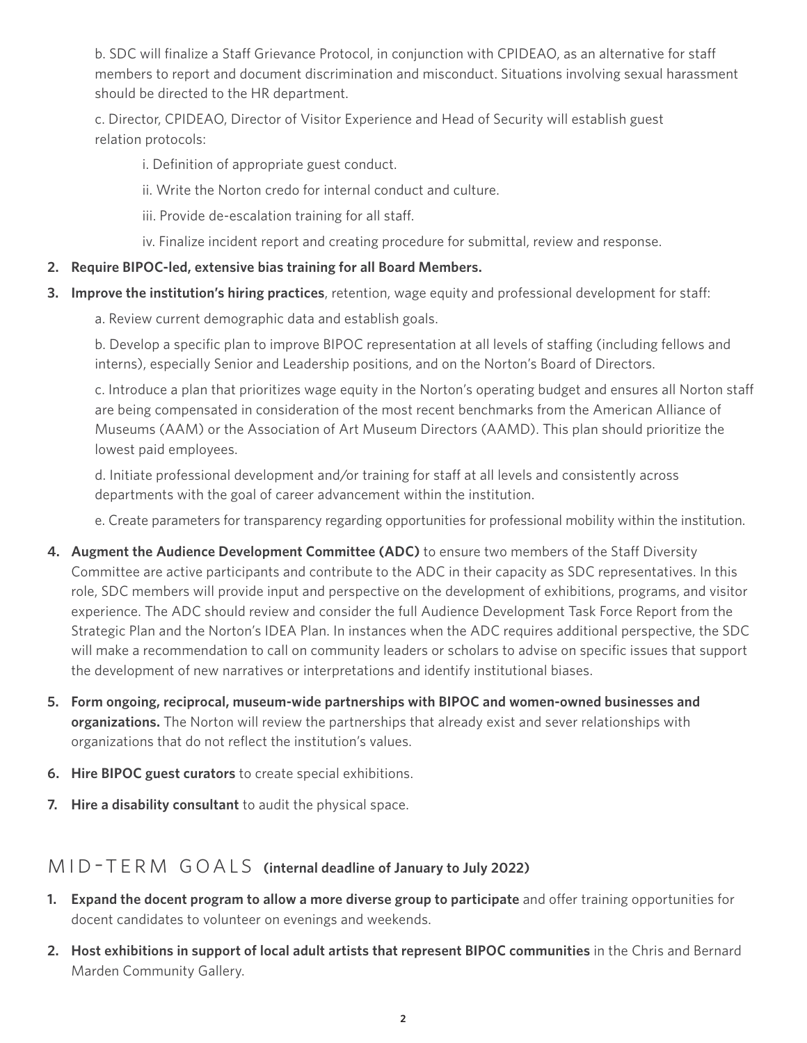b. SDC will finalize a Staff Grievance Protocol, in conjunction with CPIDEAO, as an alternative for staff members to report and document discrimination and misconduct. Situations involving sexual harassment should be directed to the HR department.

c. Director, CPIDEAO, Director of Visitor Experience and Head of Security will establish guest relation protocols:

i. Definition of appropriate guest conduct.

ii. Write the Norton credo for internal conduct and culture.

iii. Provide de-escalation training for all staff.

iv. Finalize incident report and creating procedure for submittal, review and response.

2. **Require BIPOC-led, extensive bias training for all Board Members.**

3. **Improve the institution's hiring practices**, retention, wage equity and professional development for staff:

   a. Review current demographic data and establish goals.

   b. Develop a specific plan to improve BIPOC representation at all levels of staffing (including fellows and interns), especially Senior and Leadership positions, and on the Norton's Board of Directors.

   c. Introduce a plan that prioritizes wage equity in the Norton's operating budget and ensures all Norton staff are being compensated in consideration of the most recent benchmarks from the American Alliance of Museums (AAM) or the Association of Art Museum Directors (AAMD). This plan should prioritize the lowest paid employees.

   d. Initiate professional development and/or training for staff at all levels and consistently across departments with the goal of career advancement within the institution.

   e. Create parameters for transparency regarding opportunities for professional mobility within the institution.

4. **Augment the Audience Development Committee (ADC)** to ensure two members of the Staff Diversity Committee are active participants and contribute to the ADC in their capacity as SDC representatives. In this role, SDC members will provide input and perspective on the development of exhibitions, programs, and visitor experience. The ADC should review and consider the full Audience Development Task Force Report from the Strategic Plan and the Norton's IDEA Plan. In instances when the ADC requires additional perspective, the SDC will make a recommendation to call on community leaders or scholars to advise on specific issues that support the development of new narratives or interpretations and identify institutional biases.

5. **Form ongoing, reciprocal, museum-wide partnerships with BIPOC and women-owned businesses and organizations.** The Norton will review the partnerships that already exist and sever relationships with organizations that do not reflect the institution's values.

6. **Hire BIPOC guest curators** to create special exhibitions.

7. **Hire a disability consultant** to audit the physical space.

## MID-TERM GOALS **(internal deadline of January to July 2022)**

1. **Expand the docent program to allow a more diverse group to participate** and offer training opportunities for docent candidates to volunteer on evenings and weekends.

2. **Host exhibitions in support of local adult artists that represent BIPOC communities** in the Chris and Bernard Marden Community Gallery.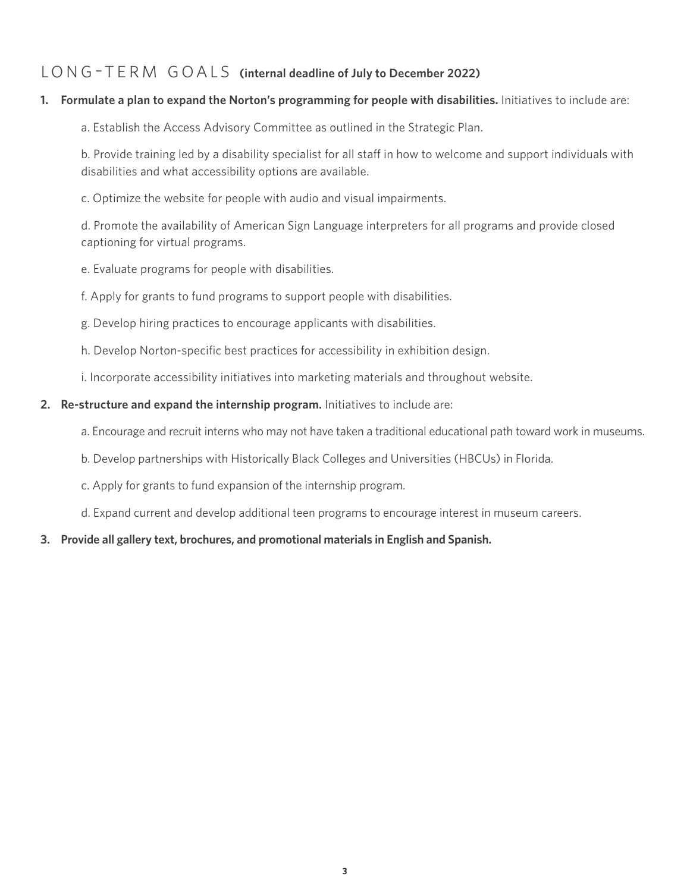## LONG-TERM GOALS **(internal deadline of July to December 2022)**

1. **Formulate a plan to expand the Norton's programming for people with disabilities.** Initiatives to include are:

   a. Establish the Access Advisory Committee as outlined in the Strategic Plan.

   b. Provide training led by a disability specialist for all staff in how to welcome and support individuals with disabilities and what accessibility options are available.

   c. Optimize the website for people with audio and visual impairments.

   d. Promote the availability of American Sign Language interpreters for all programs and provide closed captioning for virtual programs.

   e. Evaluate programs for people with disabilities.

   f. Apply for grants to fund programs to support people with disabilities.

   g. Develop hiring practices to encourage applicants with disabilities.

   h. Develop Norton-specific best practices for accessibility in exhibition design.

   i. Incorporate accessibility initiatives into marketing materials and throughout website.

2. **Re-structure and expand the internship program.** Initiatives to include are:

   a. Encourage and recruit interns who may not have taken a traditional educational path toward work in museums.

   b. Develop partnerships with Historically Black Colleges and Universities (HBCUs) in Florida.

   c. Apply for grants to fund expansion of the internship program.

   d. Expand current and develop additional teen programs to encourage interest in museum careers.

3. **Provide all gallery text, brochures, and promotional materials in English and Spanish.**